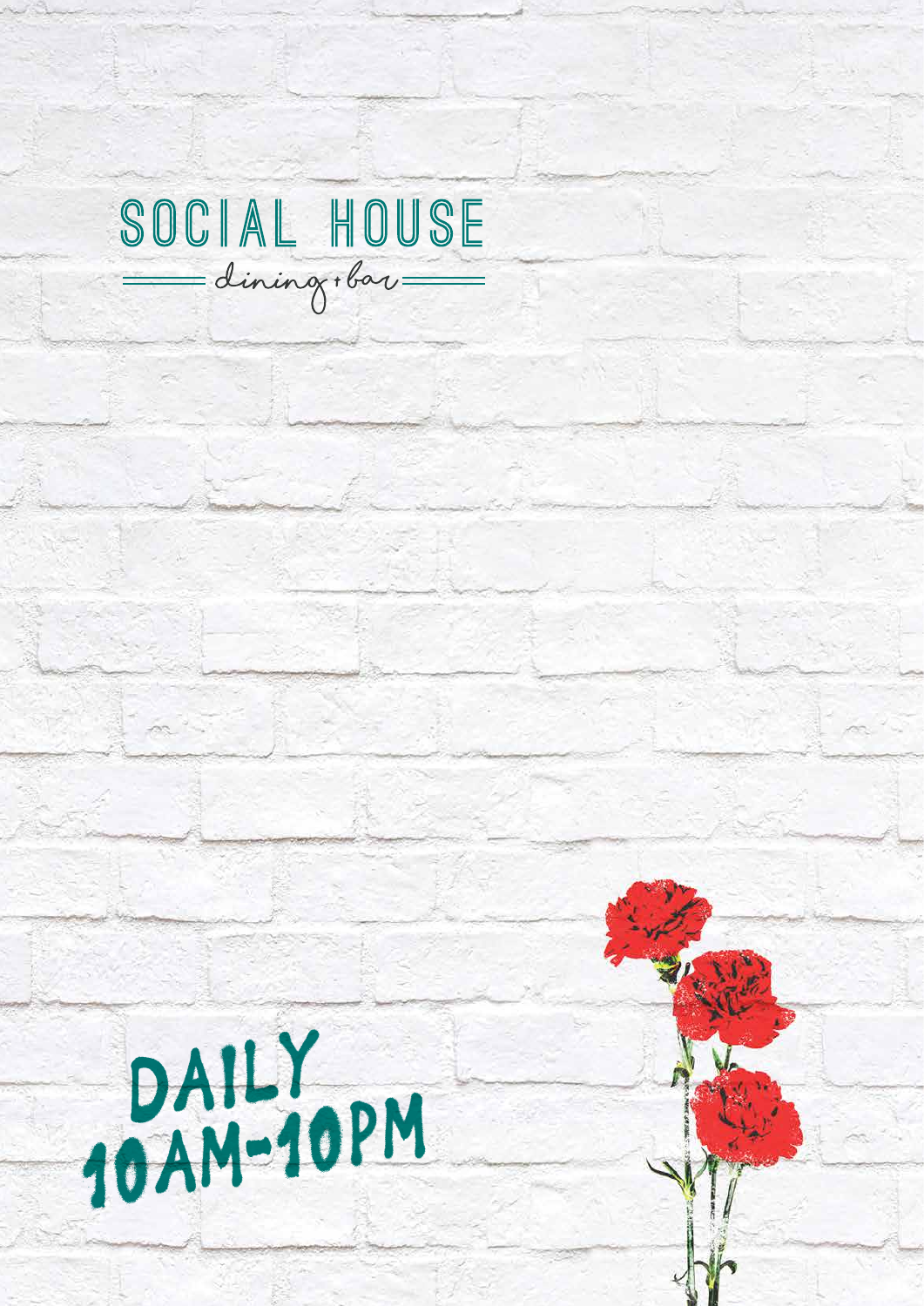# SOCIAL HOUSE

dining + bar

DAILY
10AM-10PM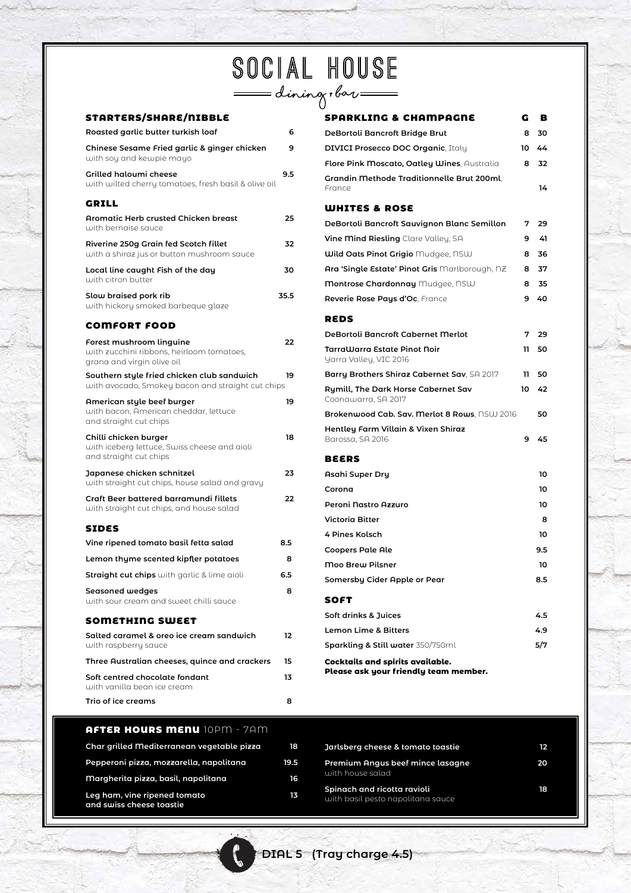# SOCIAL HOUSE

dining + bar

## STARTERS/SHARE/NIBBLE

| | |
|---|---|
| Roasted garlic butter turkish loaf | 6 |
| Chinese Sesame Fried garlic & ginger chicken with soy and kewpie mayo | 9 |
| Grilled haloumi cheese with wilted cherry tomatoes, fresh basil & olive oil | 9.5 |

## GRILL

| | |
|---|---|
| Aromatic Herb crusted Chicken breast with bernaise sauce | 25 |
| Riverine 250g Grain fed Scotch fillet with a shiraz jus or button mushroom sauce | 32 |
| Local line caught Fish of the day with citron butter | 30 |
| Slow braised pork rib with hickory smoked barbeque glaze | 35.5 |

## COMFORT FOOD

| | |
|---|---|
| Forest mushroom linguine with zucchini ribbons, heirloom tomatoes, grana and virgin olive oil | 22 |
| Southern style fried chicken club sandwich with avocado, Smokey bacon and straight cut chips | 19 |
| American style beef burger with bacon, American cheddar, lettuce and straight cut chips | 19 |
| Chilli chicken burger with iceberg lettuce, Swiss cheese and aioli and straight cut chips | 18 |
| Japanese chicken schnitzel with straight cut chips, house salad and gravy | 23 |
| Craft Beer battered barramundi fillets with straight cut chips, and house salad | 22 |

## SIDES

| | |
|---|---|
| Vine ripened tomato basil fetta salad | 8.5 |
| Lemon thyme scented kipfler potatoes | 8 |
| Straight cut chips with garlic & lime aioli | 6.5 |
| Seasoned wedges with sour cream and sweet chilli sauce | 8 |

## SOMETHING SWEET

| | |
|---|---|
| Salted caramel & oreo ice cream sandwich with raspberry sauce | 12 |
| Three Australian cheeses, quince and crackers | 15 |
| Soft centred chocolate fondant with vanilla bean ice cream | 13 |
| Trio of ice creams | 8 |

## SPARKLING & CHAMPAGNE

| | G | B |
|---|---|---|
| DeBortoli Bancroft Bridge Brut | 8 | 30 |
| DIVICI Prosecco DOC Organic, Italy | 10 | 44 |
| Flore Pink Moscato, Oatley Wines, Australia | 8 | 32 |
| Grandin Methode Traditionnelle Brut 200ml, France | | 14 |

## WHITES & ROSE

| | G | B |
|---|---|---|
| DeBortoli Bancroft Sauvignon Blanc Semillon | 7 | 29 |
| Vine Mind Riesling Clare Valley, SA | 9 | 41 |
| Wild Oats Pinot Grigio Mudgee, NSW | 8 | 36 |
| Ara 'Single Estate' Pinot Gris Marlborough, NZ | 8 | 37 |
| Montrose Chardonnay Mudgee, NSW | 8 | 35 |
| Reverie Rose Pays d'Oc, France | 9 | 40 |

## REDS

| | G | B |
|---|---|---|
| DeBortoli Bancroft Cabernet Merlot | 7 | 29 |
| TarraWarra Estate Pinot Noir Yarra Valley, VIC 2016 | 11 | 50 |
| Barry Brothers Shiraz Cabernet Sav, SA 2017 | 11 | 50 |
| Rymill, The Dark Horse Cabernet Sav Coonawarra, SA 2017 | 10 | 42 |
| Brokenwood Cab. Sav. Merlot 8 Rows, NSW 2016 | | 50 |
| Hentley Farm Villain & Vixen Shiraz Barossa, SA 2016 | 9 | 45 |

## BEERS

| | |
|---|---|
| Asahi Super Dry | 10 |
| Corona | 10 |
| Peroni Nastro Azzuro | 10 |
| Victoria Bitter | 8 |
| 4 Pines Kolsch | 10 |
| Coopers Pale Ale | 9.5 |
| Moo Brew Pilsner | 10 |
| Somersby Cider Apple or Pear | 8.5 |

## SOFT

| | |
|---|---|
| Soft drinks & Juices | 4.5 |
| Lemon Lime & Bitters | 4.9 |
| Sparkling & Still water 350/750ml | 5/7 |

**Cocktails and spirits available. Please ask your friendly team member.**

## AFTER HOURS MENU 10PM - 7AM

| | |
|---|---|
| Char grilled Mediterranean vegetable pizza | 18 |
| Pepperoni pizza, mozzarella, napolitana | 19.5 |
| Margherita pizza, basil, napolitana | 16 |
| Leg ham, vine ripened tomato and swiss cheese toastie | 13 |
| Jarlsberg cheese & tomato toastie | 12 |
| Premium Angus beef mince lasagne with house salad | 20 |
| Spinach and ricotta ravioli with basil pesto napolitana sauce | 18 |

DIAL 5 (Tray charge 4.5)